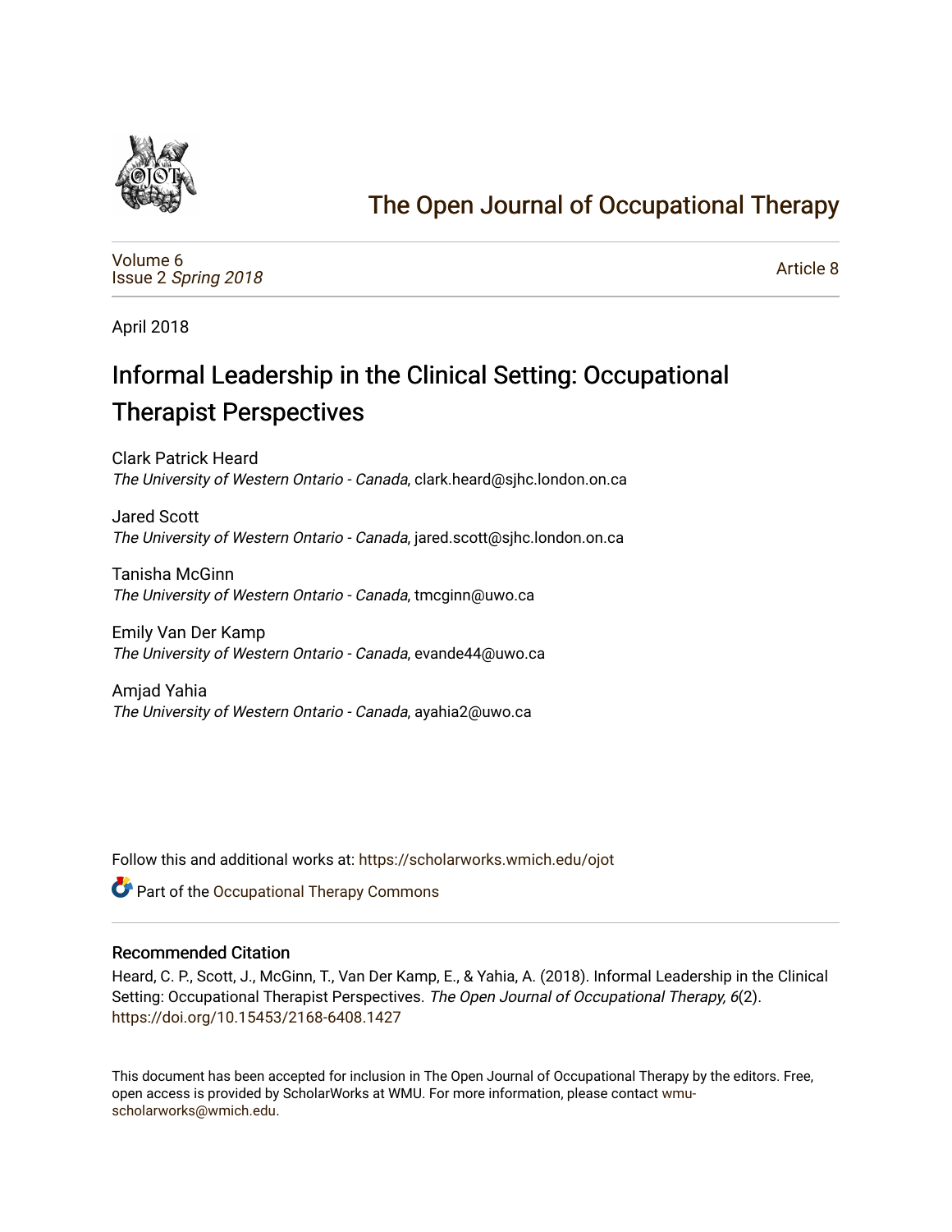# The Open Journal of Occupational Therapy

Volume 6
Issue 2 *Spring 2018*

Article 8

April 2018

## Informal Leadership in the Clinical Setting: Occupational Therapist Perspectives

Clark Patrick Heard
*The University of Western Ontario - Canada*, clark.heard@sjhc.london.on.ca

Jared Scott
*The University of Western Ontario - Canada*, jared.scott@sjhc.london.on.ca

Tanisha McGinn
*The University of Western Ontario - Canada*, tmcginn@uwo.ca

Emily Van Der Kamp
*The University of Western Ontario - Canada*, evande44@uwo.ca

Amjad Yahia
*The University of Western Ontario - Canada*, ayahia2@uwo.ca

Follow this and additional works at: https://scholarworks.wmich.edu/ojot

Part of the Occupational Therapy Commons

### Recommended Citation

Heard, C. P., Scott, J., McGinn, T., Van Der Kamp, E., & Yahia, A. (2018). Informal Leadership in the Clinical Setting: Occupational Therapist Perspectives. *The Open Journal of Occupational Therapy, 6*(2). https://doi.org/10.15453/2168-6408.1427

This document has been accepted for inclusion in The Open Journal of Occupational Therapy by the editors. Free, open access is provided by ScholarWorks at WMU. For more information, please contact wmu-scholarworks@wmich.edu.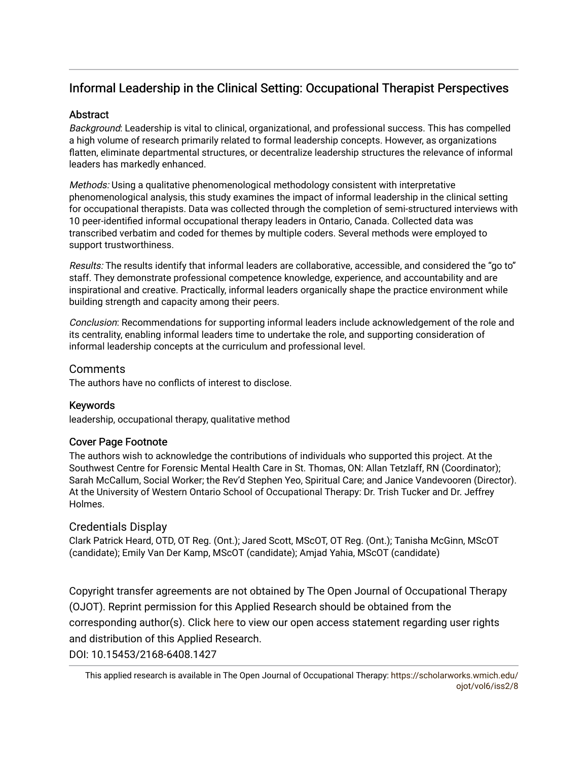# Informal Leadership in the Clinical Setting: Occupational Therapist Perspectives

## Abstract

*Background*: Leadership is vital to clinical, organizational, and professional success. This has compelled a high volume of research primarily related to formal leadership concepts. However, as organizations flatten, eliminate departmental structures, or decentralize leadership structures the relevance of informal leaders has markedly enhanced.

*Methods:* Using a qualitative phenomenological methodology consistent with interpretative phenomenological analysis, this study examines the impact of informal leadership in the clinical setting for occupational therapists. Data was collected through the completion of semi-structured interviews with 10 peer-identified informal occupational therapy leaders in Ontario, Canada. Collected data was transcribed verbatim and coded for themes by multiple coders. Several methods were employed to support trustworthiness.

*Results:* The results identify that informal leaders are collaborative, accessible, and considered the "go to" staff. They demonstrate professional competence knowledge, experience, and accountability and are inspirational and creative. Practically, informal leaders organically shape the practice environment while building strength and capacity among their peers.

*Conclusion*: Recommendations for supporting informal leaders include acknowledgement of the role and its centrality, enabling informal leaders time to undertake the role, and supporting consideration of informal leadership concepts at the curriculum and professional level.

## Comments

The authors have no conflicts of interest to disclose.

## Keywords

leadership, occupational therapy, qualitative method

## Cover Page Footnote

The authors wish to acknowledge the contributions of individuals who supported this project. At the Southwest Centre for Forensic Mental Health Care in St. Thomas, ON: Allan Tetzlaff, RN (Coordinator); Sarah McCallum, Social Worker; the Rev'd Stephen Yeo, Spiritual Care; and Janice Vandevooren (Director). At the University of Western Ontario School of Occupational Therapy: Dr. Trish Tucker and Dr. Jeffrey Holmes.

## Credentials Display

Clark Patrick Heard, OTD, OT Reg. (Ont.); Jared Scott, MScOT, OT Reg. (Ont.); Tanisha McGinn, MScOT (candidate); Emily Van Der Kamp, MScOT (candidate); Amjad Yahia, MScOT (candidate)

Copyright transfer agreements are not obtained by The Open Journal of Occupational Therapy (OJOT). Reprint permission for this Applied Research should be obtained from the corresponding author(s). Click here to view our open access statement regarding user rights and distribution of this Applied Research.

DOI: 10.15453/2168-6408.1427

This applied research is available in The Open Journal of Occupational Therapy: https://scholarworks.wmich.edu/ojot/vol6/iss2/8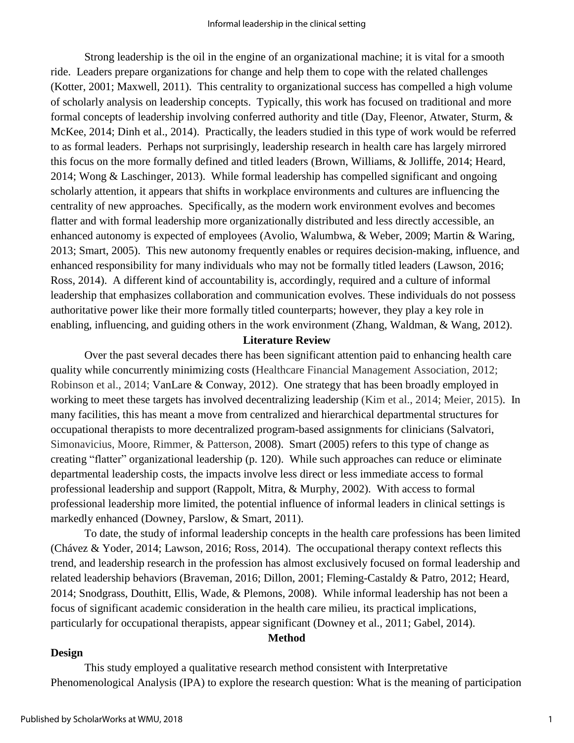Strong leadership is the oil in the engine of an organizational machine; it is vital for a smooth ride. Leaders prepare organizations for change and help them to cope with the related challenges (Kotter, 2001; Maxwell, 2011). This centrality to organizational success has compelled a high volume of scholarly analysis on leadership concepts. Typically, this work has focused on traditional and more formal concepts of leadership involving conferred authority and title (Day, Fleenor, Atwater, Sturm, & McKee, 2014; Dinh et al., 2014). Practically, the leaders studied in this type of work would be referred to as formal leaders. Perhaps not surprisingly, leadership research in health care has largely mirrored this focus on the more formally defined and titled leaders (Brown, Williams, & Jolliffe, 2014; Heard, 2014; Wong & Laschinger, 2013). While formal leadership has compelled significant and ongoing scholarly attention, it appears that shifts in workplace environments and cultures are influencing the centrality of new approaches. Specifically, as the modern work environment evolves and becomes flatter and with formal leadership more organizationally distributed and less directly accessible, an enhanced autonomy is expected of employees (Avolio, Walumbwa, & Weber, 2009; Martin & Waring, 2013; Smart, 2005). This new autonomy frequently enables or requires decision-making, influence, and enhanced responsibility for many individuals who may not be formally titled leaders (Lawson, 2016; Ross, 2014). A different kind of accountability is, accordingly, required and a culture of informal leadership that emphasizes collaboration and communication evolves. These individuals do not possess authoritative power like their more formally titled counterparts; however, they play a key role in enabling, influencing, and guiding others in the work environment (Zhang, Waldman, & Wang, 2012).

## Literature Review

Over the past several decades there has been significant attention paid to enhancing health care quality while concurrently minimizing costs (Healthcare Financial Management Association, 2012; Robinson et al., 2014; VanLare & Conway, 2012). One strategy that has been broadly employed in working to meet these targets has involved decentralizing leadership (Kim et al., 2014; Meier, 2015). In many facilities, this has meant a move from centralized and hierarchical departmental structures for occupational therapists to more decentralized program-based assignments for clinicians (Salvatori, Simonavicius, Moore, Rimmer, & Patterson, 2008). Smart (2005) refers to this type of change as creating "flatter" organizational leadership (p. 120). While such approaches can reduce or eliminate departmental leadership costs, the impacts involve less direct or less immediate access to formal professional leadership and support (Rappolt, Mitra, & Murphy, 2002). With access to formal professional leadership more limited, the potential influence of informal leaders in clinical settings is markedly enhanced (Downey, Parslow, & Smart, 2011).

To date, the study of informal leadership concepts in the health care professions has been limited (Chávez & Yoder, 2014; Lawson, 2016; Ross, 2014). The occupational therapy context reflects this trend, and leadership research in the profession has almost exclusively focused on formal leadership and related leadership behaviors (Braveman, 2016; Dillon, 2001; Fleming-Castaldy & Patro, 2012; Heard, 2014; Snodgrass, Douthitt, Ellis, Wade, & Plemons, 2008). While informal leadership has not been a focus of significant academic consideration in the health care milieu, its practical implications, particularly for occupational therapists, appear significant (Downey et al., 2011; Gabel, 2014).

## Method

### Design

This study employed a qualitative research method consistent with Interpretative Phenomenological Analysis (IPA) to explore the research question: What is the meaning of participation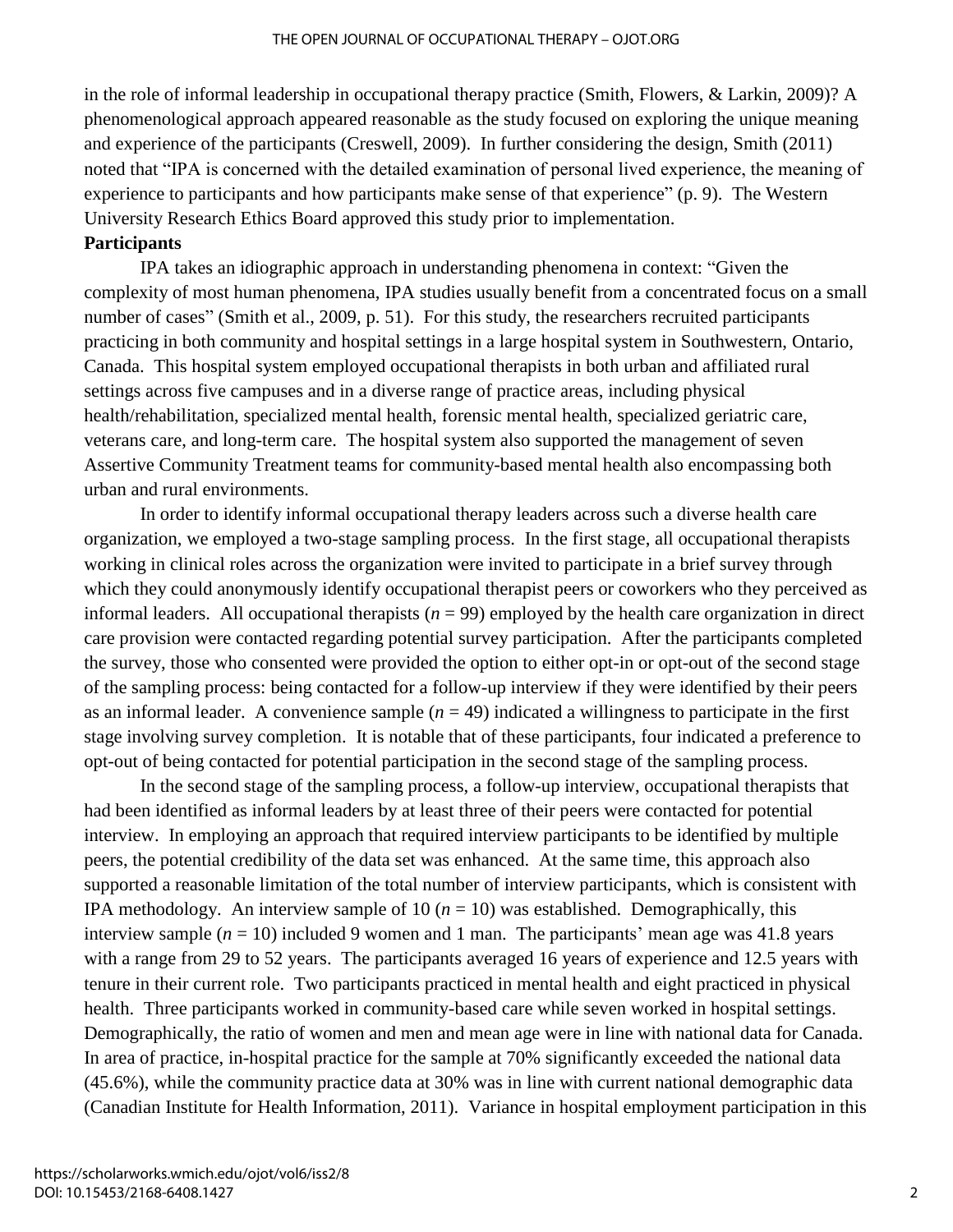in the role of informal leadership in occupational therapy practice (Smith, Flowers, & Larkin, 2009)? A phenomenological approach appeared reasonable as the study focused on exploring the unique meaning and experience of the participants (Creswell, 2009). In further considering the design, Smith (2011) noted that "IPA is concerned with the detailed examination of personal lived experience, the meaning of experience to participants and how participants make sense of that experience" (p. 9). The Western University Research Ethics Board approved this study prior to implementation.

**Participants**

IPA takes an idiographic approach in understanding phenomena in context: "Given the complexity of most human phenomena, IPA studies usually benefit from a concentrated focus on a small number of cases" (Smith et al., 2009, p. 51). For this study, the researchers recruited participants practicing in both community and hospital settings in a large hospital system in Southwestern, Ontario, Canada. This hospital system employed occupational therapists in both urban and affiliated rural settings across five campuses and in a diverse range of practice areas, including physical health/rehabilitation, specialized mental health, forensic mental health, specialized geriatric care, veterans care, and long-term care. The hospital system also supported the management of seven Assertive Community Treatment teams for community-based mental health also encompassing both urban and rural environments.

In order to identify informal occupational therapy leaders across such a diverse health care organization, we employed a two-stage sampling process. In the first stage, all occupational therapists working in clinical roles across the organization were invited to participate in a brief survey through which they could anonymously identify occupational therapist peers or coworkers who they perceived as informal leaders. All occupational therapists ($n$ = 99) employed by the health care organization in direct care provision were contacted regarding potential survey participation. After the participants completed the survey, those who consented were provided the option to either opt-in or opt-out of the second stage of the sampling process: being contacted for a follow-up interview if they were identified by their peers as an informal leader. A convenience sample ($n$ = 49) indicated a willingness to participate in the first stage involving survey completion. It is notable that of these participants, four indicated a preference to opt-out of being contacted for potential participation in the second stage of the sampling process.

In the second stage of the sampling process, a follow-up interview, occupational therapists that had been identified as informal leaders by at least three of their peers were contacted for potential interview. In employing an approach that required interview participants to be identified by multiple peers, the potential credibility of the data set was enhanced. At the same time, this approach also supported a reasonable limitation of the total number of interview participants, which is consistent with IPA methodology. An interview sample of 10 ($n$ = 10) was established. Demographically, this interview sample ($n$ = 10) included 9 women and 1 man. The participants' mean age was 41.8 years with a range from 29 to 52 years. The participants averaged 16 years of experience and 12.5 years with tenure in their current role. Two participants practiced in mental health and eight practiced in physical health. Three participants worked in community-based care while seven worked in hospital settings. Demographically, the ratio of women and men and mean age were in line with national data for Canada. In area of practice, in-hospital practice for the sample at 70% significantly exceeded the national data (45.6%), while the community practice data at 30% was in line with current national demographic data (Canadian Institute for Health Information, 2011). Variance in hospital employment participation in this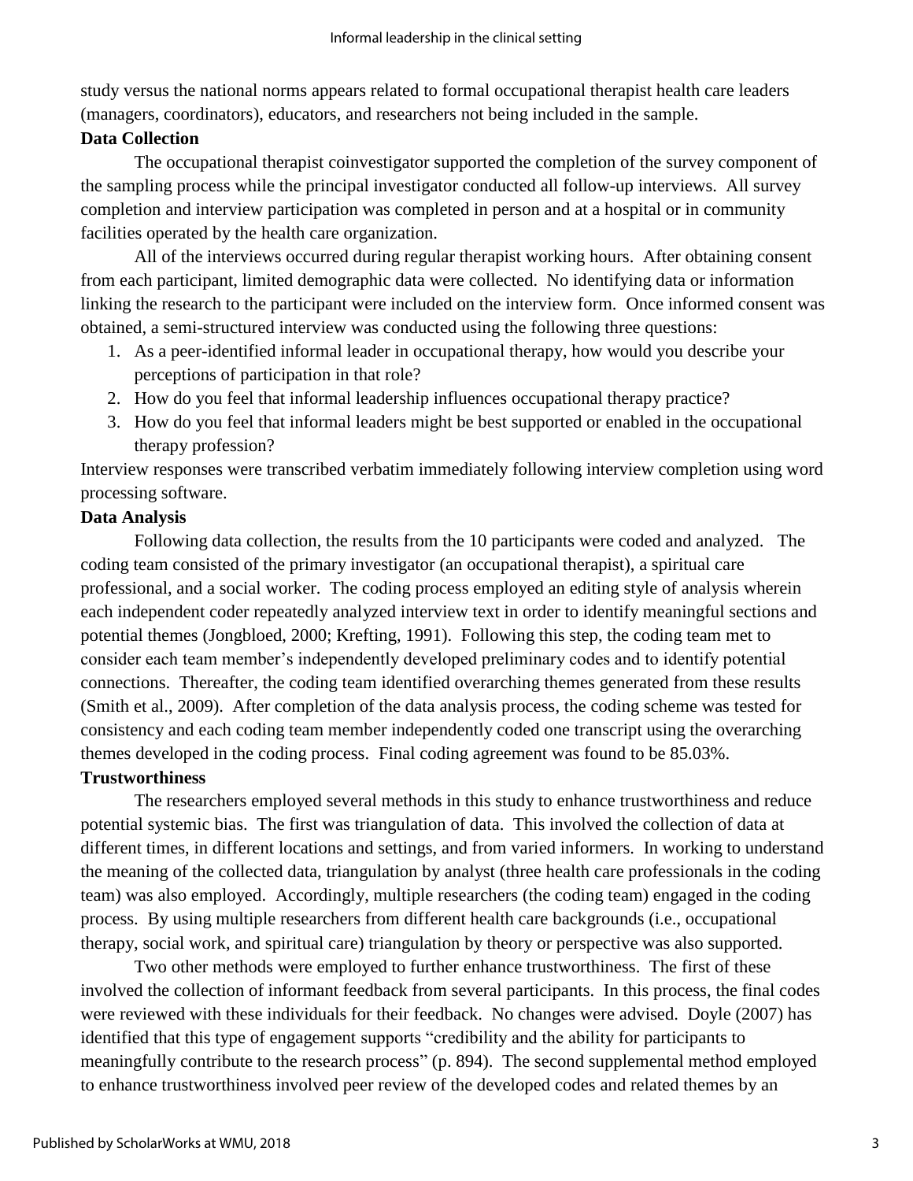study versus the national norms appears related to formal occupational therapist health care leaders (managers, coordinators), educators, and researchers not being included in the sample.

**Data Collection**

The occupational therapist coinvestigator supported the completion of the survey component of the sampling process while the principal investigator conducted all follow-up interviews. All survey completion and interview participation was completed in person and at a hospital or in community facilities operated by the health care organization.

All of the interviews occurred during regular therapist working hours. After obtaining consent from each participant, limited demographic data were collected. No identifying data or information linking the research to the participant were included on the interview form. Once informed consent was obtained, a semi-structured interview was conducted using the following three questions:

1. As a peer-identified informal leader in occupational therapy, how would you describe your perceptions of participation in that role?
2. How do you feel that informal leadership influences occupational therapy practice?
3. How do you feel that informal leaders might be best supported or enabled in the occupational therapy profession?

Interview responses were transcribed verbatim immediately following interview completion using word processing software.

**Data Analysis**

Following data collection, the results from the 10 participants were coded and analyzed. The coding team consisted of the primary investigator (an occupational therapist), a spiritual care professional, and a social worker. The coding process employed an editing style of analysis wherein each independent coder repeatedly analyzed interview text in order to identify meaningful sections and potential themes (Jongbloed, 2000; Krefting, 1991). Following this step, the coding team met to consider each team member's independently developed preliminary codes and to identify potential connections. Thereafter, the coding team identified overarching themes generated from these results (Smith et al., 2009). After completion of the data analysis process, the coding scheme was tested for consistency and each coding team member independently coded one transcript using the overarching themes developed in the coding process. Final coding agreement was found to be 85.03%.

**Trustworthiness**

The researchers employed several methods in this study to enhance trustworthiness and reduce potential systemic bias. The first was triangulation of data. This involved the collection of data at different times, in different locations and settings, and from varied informers. In working to understand the meaning of the collected data, triangulation by analyst (three health care professionals in the coding team) was also employed. Accordingly, multiple researchers (the coding team) engaged in the coding process. By using multiple researchers from different health care backgrounds (i.e., occupational therapy, social work, and spiritual care) triangulation by theory or perspective was also supported.

Two other methods were employed to further enhance trustworthiness. The first of these involved the collection of informant feedback from several participants. In this process, the final codes were reviewed with these individuals for their feedback. No changes were advised. Doyle (2007) has identified that this type of engagement supports "credibility and the ability for participants to meaningfully contribute to the research process" (p. 894). The second supplemental method employed to enhance trustworthiness involved peer review of the developed codes and related themes by an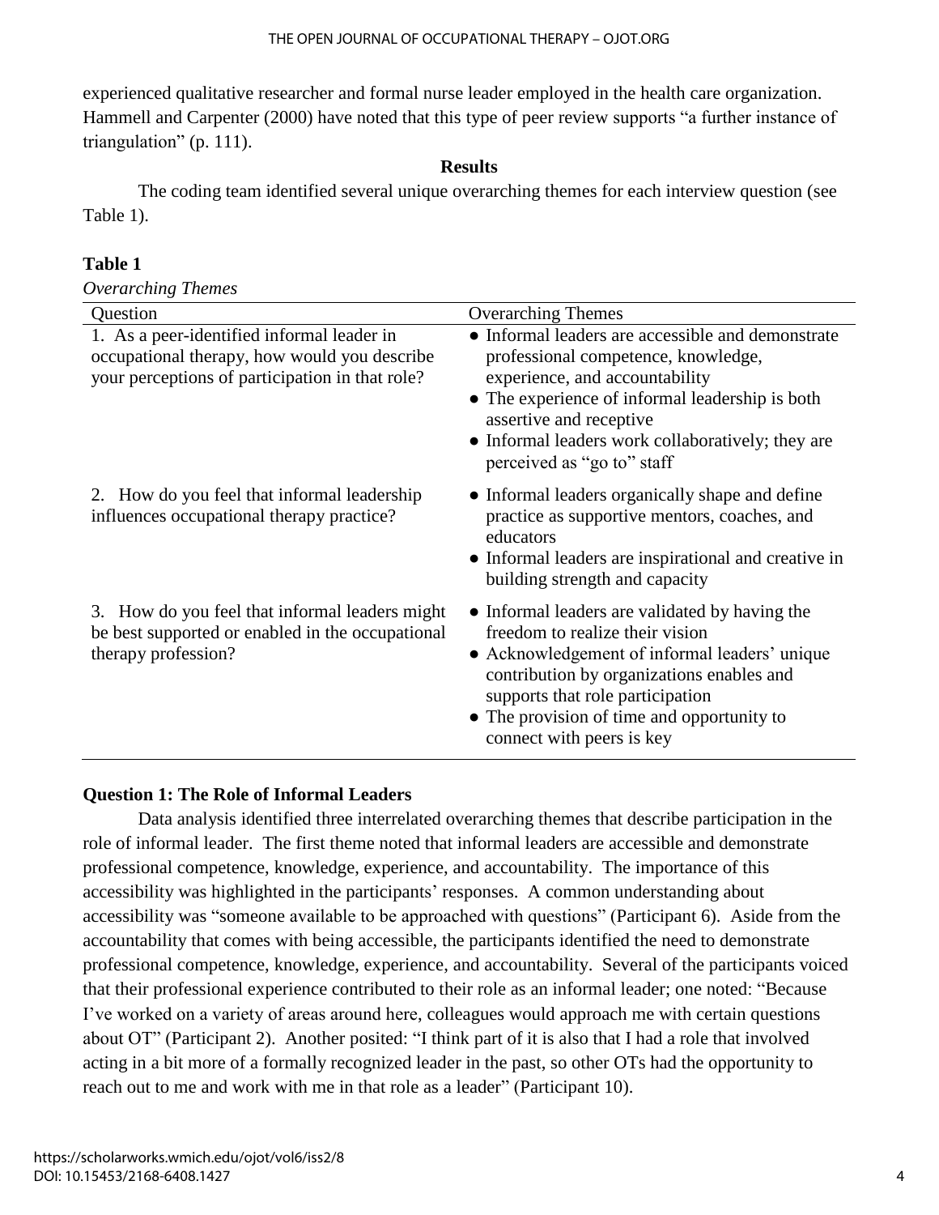experienced qualitative researcher and formal nurse leader employed in the health care organization. Hammell and Carpenter (2000) have noted that this type of peer review supports "a further instance of triangulation" (p. 111).

## Results

The coding team identified several unique overarching themes for each interview question (see Table 1).

**Table 1**

*Overarching Themes*

| Question | Overarching Themes |
|---|---|
| 1. As a peer-identified informal leader in occupational therapy, how would you describe your perceptions of participation in that role? | ● Informal leaders are accessible and demonstrate professional competence, knowledge, experience, and accountability<br>● The experience of informal leadership is both assertive and receptive<br>● Informal leaders work collaboratively; they are perceived as "go to" staff |
| 2. How do you feel that informal leadership influences occupational therapy practice? | ● Informal leaders organically shape and define practice as supportive mentors, coaches, and educators<br>● Informal leaders are inspirational and creative in building strength and capacity |
| 3. How do you feel that informal leaders might be best supported or enabled in the occupational therapy profession? | ● Informal leaders are validated by having the freedom to realize their vision<br>● Acknowledgement of informal leaders' unique contribution by organizations enables and supports that role participation<br>● The provision of time and opportunity to connect with peers is key |

### Question 1: The Role of Informal Leaders

Data analysis identified three interrelated overarching themes that describe participation in the role of informal leader. The first theme noted that informal leaders are accessible and demonstrate professional competence, knowledge, experience, and accountability. The importance of this accessibility was highlighted in the participants' responses. A common understanding about accessibility was "someone available to be approached with questions" (Participant 6). Aside from the accountability that comes with being accessible, the participants identified the need to demonstrate professional competence, knowledge, experience, and accountability. Several of the participants voiced that their professional experience contributed to their role as an informal leader; one noted: "Because I've worked on a variety of areas around here, colleagues would approach me with certain questions about OT" (Participant 2). Another posited: "I think part of it is also that I had a role that involved acting in a bit more of a formally recognized leader in the past, so other OTs had the opportunity to reach out to me and work with me in that role as a leader" (Participant 10).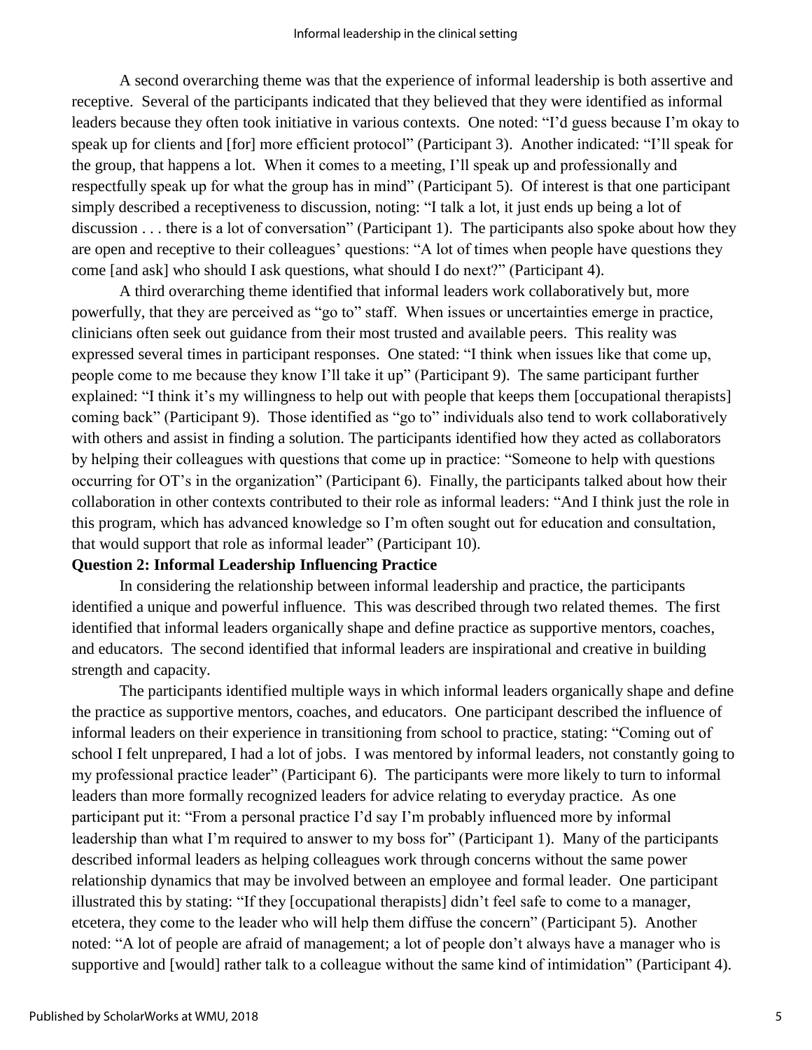A second overarching theme was that the experience of informal leadership is both assertive and receptive. Several of the participants indicated that they believed that they were identified as informal leaders because they often took initiative in various contexts. One noted: "I'd guess because I'm okay to speak up for clients and [for] more efficient protocol" (Participant 3). Another indicated: "I'll speak for the group, that happens a lot. When it comes to a meeting, I'll speak up and professionally and respectfully speak up for what the group has in mind" (Participant 5). Of interest is that one participant simply described a receptiveness to discussion, noting: "I talk a lot, it just ends up being a lot of discussion . . . there is a lot of conversation" (Participant 1). The participants also spoke about how they are open and receptive to their colleagues' questions: "A lot of times when people have questions they come [and ask] who should I ask questions, what should I do next?" (Participant 4).

A third overarching theme identified that informal leaders work collaboratively but, more powerfully, that they are perceived as "go to" staff. When issues or uncertainties emerge in practice, clinicians often seek out guidance from their most trusted and available peers. This reality was expressed several times in participant responses. One stated: "I think when issues like that come up, people come to me because they know I'll take it up" (Participant 9). The same participant further explained: "I think it's my willingness to help out with people that keeps them [occupational therapists] coming back" (Participant 9). Those identified as "go to" individuals also tend to work collaboratively with others and assist in finding a solution. The participants identified how they acted as collaborators by helping their colleagues with questions that come up in practice: "Someone to help with questions occurring for OT's in the organization" (Participant 6). Finally, the participants talked about how their collaboration in other contexts contributed to their role as informal leaders: "And I think just the role in this program, which has advanced knowledge so I'm often sought out for education and consultation, that would support that role as informal leader" (Participant 10).

**Question 2: Informal Leadership Influencing Practice**

In considering the relationship between informal leadership and practice, the participants identified a unique and powerful influence. This was described through two related themes. The first identified that informal leaders organically shape and define practice as supportive mentors, coaches, and educators. The second identified that informal leaders are inspirational and creative in building strength and capacity.

The participants identified multiple ways in which informal leaders organically shape and define the practice as supportive mentors, coaches, and educators. One participant described the influence of informal leaders on their experience in transitioning from school to practice, stating: "Coming out of school I felt unprepared, I had a lot of jobs. I was mentored by informal leaders, not constantly going to my professional practice leader" (Participant 6). The participants were more likely to turn to informal leaders than more formally recognized leaders for advice relating to everyday practice. As one participant put it: "From a personal practice I'd say I'm probably influenced more by informal leadership than what I'm required to answer to my boss for" (Participant 1). Many of the participants described informal leaders as helping colleagues work through concerns without the same power relationship dynamics that may be involved between an employee and formal leader. One participant illustrated this by stating: "If they [occupational therapists] didn't feel safe to come to a manager, etcetera, they come to the leader who will help them diffuse the concern" (Participant 5). Another noted: "A lot of people are afraid of management; a lot of people don't always have a manager who is supportive and [would] rather talk to a colleague without the same kind of intimidation" (Participant 4).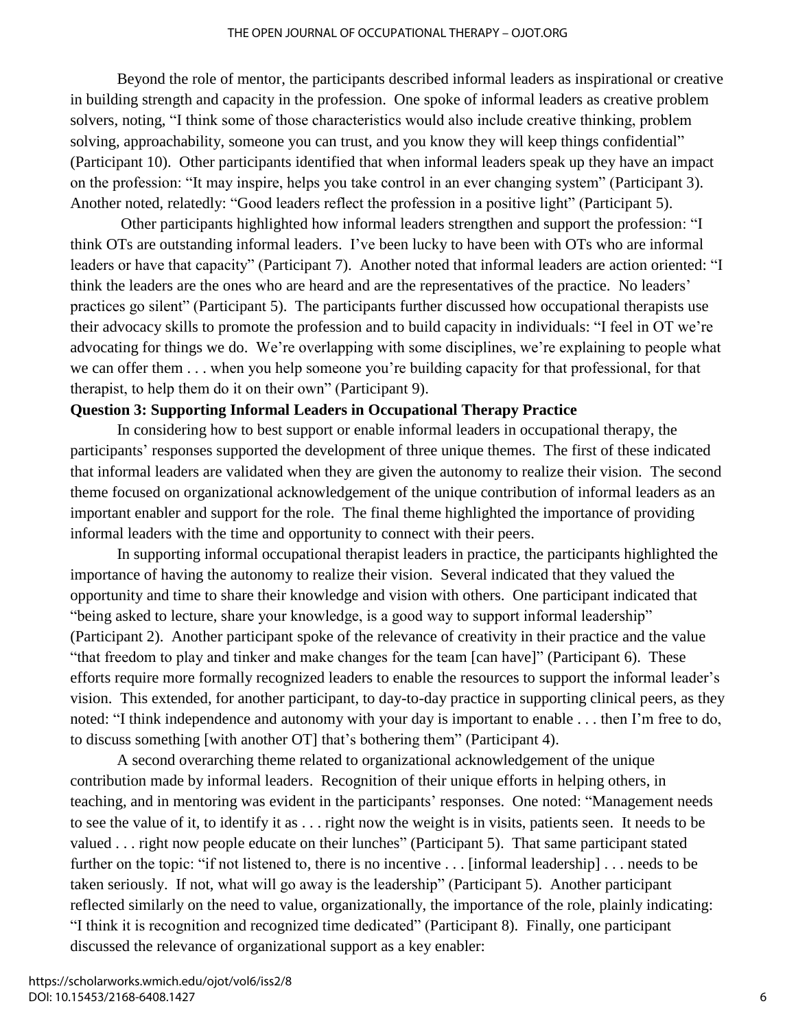Beyond the role of mentor, the participants described informal leaders as inspirational or creative in building strength and capacity in the profession. One spoke of informal leaders as creative problem solvers, noting, "I think some of those characteristics would also include creative thinking, problem solving, approachability, someone you can trust, and you know they will keep things confidential" (Participant 10). Other participants identified that when informal leaders speak up they have an impact on the profession: "It may inspire, helps you take control in an ever changing system" (Participant 3). Another noted, relatedly: "Good leaders reflect the profession in a positive light" (Participant 5).

Other participants highlighted how informal leaders strengthen and support the profession: "I think OTs are outstanding informal leaders. I've been lucky to have been with OTs who are informal leaders or have that capacity" (Participant 7). Another noted that informal leaders are action oriented: "I think the leaders are the ones who are heard and are the representatives of the practice. No leaders' practices go silent" (Participant 5). The participants further discussed how occupational therapists use their advocacy skills to promote the profession and to build capacity in individuals: "I feel in OT we're advocating for things we do. We're overlapping with some disciplines, we're explaining to people what we can offer them . . . when you help someone you're building capacity for that professional, for that therapist, to help them do it on their own" (Participant 9).

**Question 3: Supporting Informal Leaders in Occupational Therapy Practice**

In considering how to best support or enable informal leaders in occupational therapy, the participants' responses supported the development of three unique themes. The first of these indicated that informal leaders are validated when they are given the autonomy to realize their vision. The second theme focused on organizational acknowledgement of the unique contribution of informal leaders as an important enabler and support for the role. The final theme highlighted the importance of providing informal leaders with the time and opportunity to connect with their peers.

In supporting informal occupational therapist leaders in practice, the participants highlighted the importance of having the autonomy to realize their vision. Several indicated that they valued the opportunity and time to share their knowledge and vision with others. One participant indicated that "being asked to lecture, share your knowledge, is a good way to support informal leadership" (Participant 2). Another participant spoke of the relevance of creativity in their practice and the value "that freedom to play and tinker and make changes for the team [can have]" (Participant 6). These efforts require more formally recognized leaders to enable the resources to support the informal leader's vision. This extended, for another participant, to day-to-day practice in supporting clinical peers, as they noted: "I think independence and autonomy with your day is important to enable . . . then I'm free to do, to discuss something [with another OT] that's bothering them" (Participant 4).

A second overarching theme related to organizational acknowledgement of the unique contribution made by informal leaders. Recognition of their unique efforts in helping others, in teaching, and in mentoring was evident in the participants' responses. One noted: "Management needs to see the value of it, to identify it as . . . right now the weight is in visits, patients seen. It needs to be valued . . . right now people educate on their lunches" (Participant 5). That same participant stated further on the topic: "if not listened to, there is no incentive . . . [informal leadership] . . . needs to be taken seriously. If not, what will go away is the leadership" (Participant 5). Another participant reflected similarly on the need to value, organizationally, the importance of the role, plainly indicating: "I think it is recognition and recognized time dedicated" (Participant 8). Finally, one participant discussed the relevance of organizational support as a key enabler: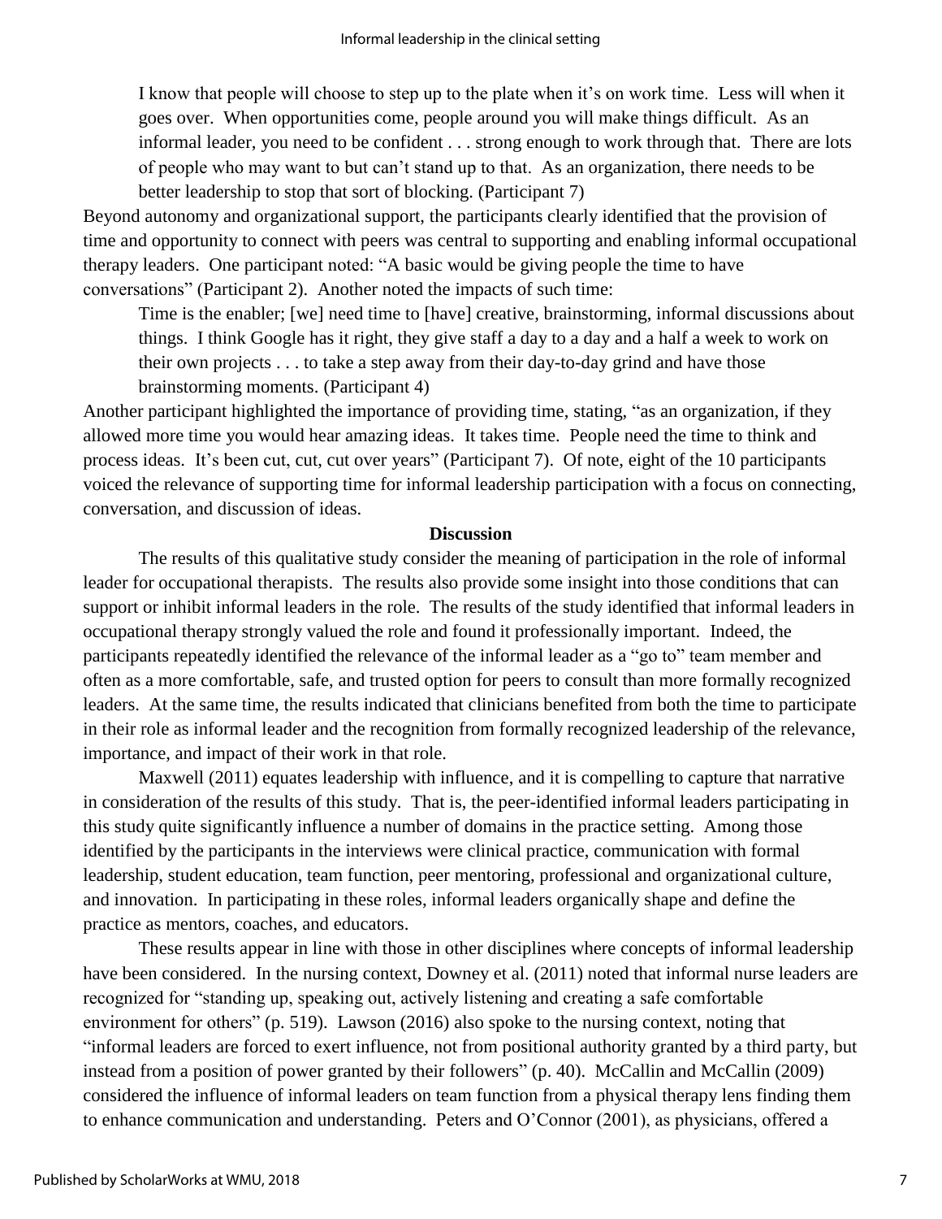> I know that people will choose to step up to the plate when it's on work time. Less will when it goes over. When opportunities come, people around you will make things difficult. As an informal leader, you need to be confident . . . strong enough to work through that. There are lots of people who may want to but can't stand up to that. As an organization, there needs to be better leadership to stop that sort of blocking. (Participant 7)

Beyond autonomy and organizational support, the participants clearly identified that the provision of time and opportunity to connect with peers was central to supporting and enabling informal occupational therapy leaders. One participant noted: "A basic would be giving people the time to have conversations" (Participant 2). Another noted the impacts of such time:

> Time is the enabler; [we] need time to [have] creative, brainstorming, informal discussions about things. I think Google has it right, they give staff a day to a day and a half a week to work on their own projects . . . to take a step away from their day-to-day grind and have those brainstorming moments. (Participant 4)

Another participant highlighted the importance of providing time, stating, "as an organization, if they allowed more time you would hear amazing ideas. It takes time. People need the time to think and process ideas. It's been cut, cut, cut over years" (Participant 7). Of note, eight of the 10 participants voiced the relevance of supporting time for informal leadership participation with a focus on connecting, conversation, and discussion of ideas.

## Discussion

The results of this qualitative study consider the meaning of participation in the role of informal leader for occupational therapists. The results also provide some insight into those conditions that can support or inhibit informal leaders in the role. The results of the study identified that informal leaders in occupational therapy strongly valued the role and found it professionally important. Indeed, the participants repeatedly identified the relevance of the informal leader as a "go to" team member and often as a more comfortable, safe, and trusted option for peers to consult than more formally recognized leaders. At the same time, the results indicated that clinicians benefited from both the time to participate in their role as informal leader and the recognition from formally recognized leadership of the relevance, importance, and impact of their work in that role.

Maxwell (2011) equates leadership with influence, and it is compelling to capture that narrative in consideration of the results of this study. That is, the peer-identified informal leaders participating in this study quite significantly influence a number of domains in the practice setting. Among those identified by the participants in the interviews were clinical practice, communication with formal leadership, student education, team function, peer mentoring, professional and organizational culture, and innovation. In participating in these roles, informal leaders organically shape and define the practice as mentors, coaches, and educators.

These results appear in line with those in other disciplines where concepts of informal leadership have been considered. In the nursing context, Downey et al. (2011) noted that informal nurse leaders are recognized for "standing up, speaking out, actively listening and creating a safe comfortable environment for others" (p. 519). Lawson (2016) also spoke to the nursing context, noting that "informal leaders are forced to exert influence, not from positional authority granted by a third party, but instead from a position of power granted by their followers" (p. 40). McCallin and McCallin (2009) considered the influence of informal leaders on team function from a physical therapy lens finding them to enhance communication and understanding. Peters and O'Connor (2001), as physicians, offered a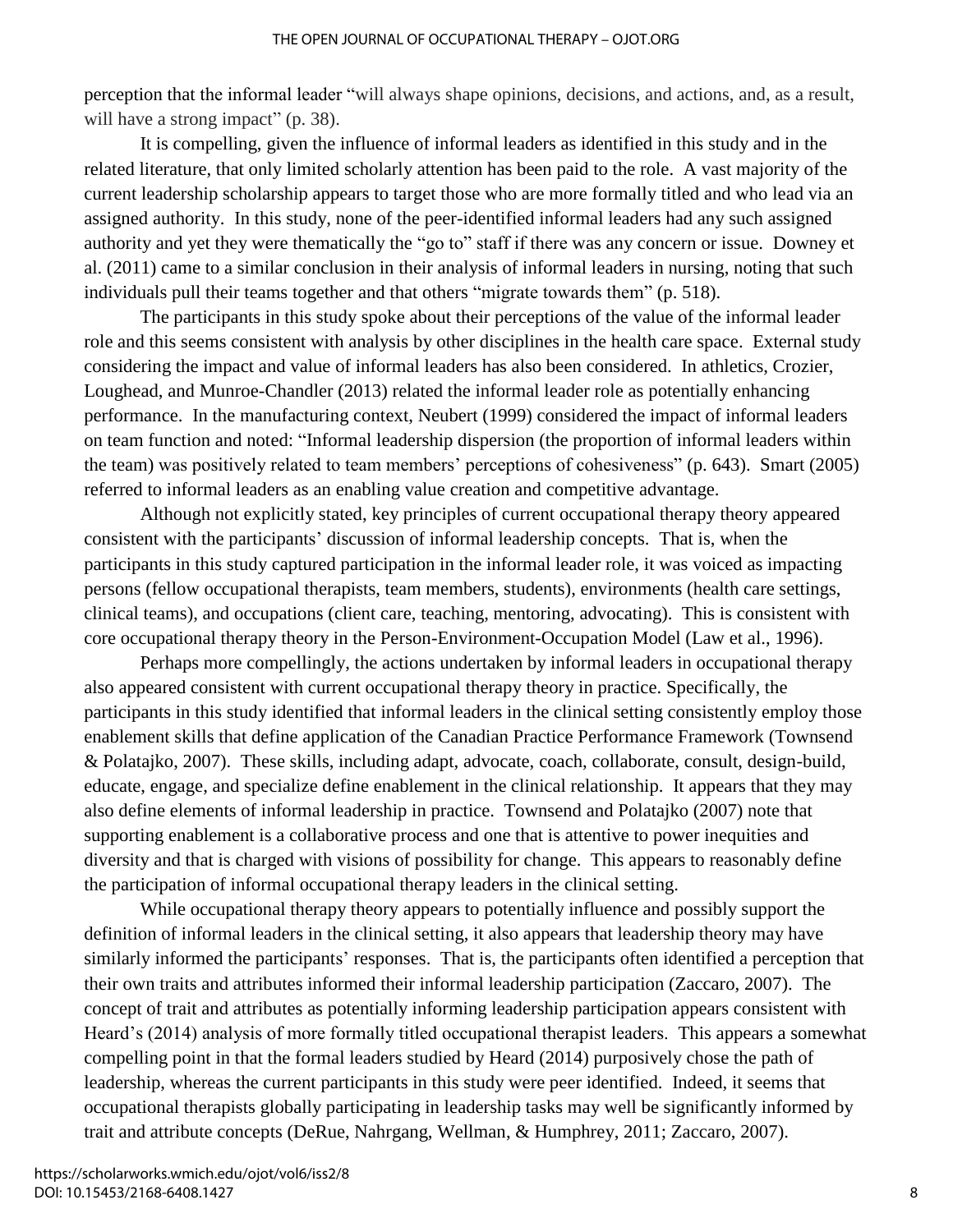perception that the informal leader "will always shape opinions, decisions, and actions, and, as a result, will have a strong impact" (p. 38).

It is compelling, given the influence of informal leaders as identified in this study and in the related literature, that only limited scholarly attention has been paid to the role. A vast majority of the current leadership scholarship appears to target those who are more formally titled and who lead via an assigned authority. In this study, none of the peer-identified informal leaders had any such assigned authority and yet they were thematically the "go to" staff if there was any concern or issue. Downey et al. (2011) came to a similar conclusion in their analysis of informal leaders in nursing, noting that such individuals pull their teams together and that others "migrate towards them" (p. 518).

The participants in this study spoke about their perceptions of the value of the informal leader role and this seems consistent with analysis by other disciplines in the health care space. External study considering the impact and value of informal leaders has also been considered. In athletics, Crozier, Loughead, and Munroe-Chandler (2013) related the informal leader role as potentially enhancing performance. In the manufacturing context, Neubert (1999) considered the impact of informal leaders on team function and noted: "Informal leadership dispersion (the proportion of informal leaders within the team) was positively related to team members' perceptions of cohesiveness" (p. 643). Smart (2005) referred to informal leaders as an enabling value creation and competitive advantage.

Although not explicitly stated, key principles of current occupational therapy theory appeared consistent with the participants' discussion of informal leadership concepts. That is, when the participants in this study captured participation in the informal leader role, it was voiced as impacting persons (fellow occupational therapists, team members, students), environments (health care settings, clinical teams), and occupations (client care, teaching, mentoring, advocating). This is consistent with core occupational therapy theory in the Person-Environment-Occupation Model (Law et al., 1996).

Perhaps more compellingly, the actions undertaken by informal leaders in occupational therapy also appeared consistent with current occupational therapy theory in practice. Specifically, the participants in this study identified that informal leaders in the clinical setting consistently employ those enablement skills that define application of the Canadian Practice Performance Framework (Townsend & Polatajko, 2007). These skills, including adapt, advocate, coach, collaborate, consult, design-build, educate, engage, and specialize define enablement in the clinical relationship. It appears that they may also define elements of informal leadership in practice. Townsend and Polatajko (2007) note that supporting enablement is a collaborative process and one that is attentive to power inequities and diversity and that is charged with visions of possibility for change. This appears to reasonably define the participation of informal occupational therapy leaders in the clinical setting.

While occupational therapy theory appears to potentially influence and possibly support the definition of informal leaders in the clinical setting, it also appears that leadership theory may have similarly informed the participants' responses. That is, the participants often identified a perception that their own traits and attributes informed their informal leadership participation (Zaccaro, 2007). The concept of trait and attributes as potentially informing leadership participation appears consistent with Heard's (2014) analysis of more formally titled occupational therapist leaders. This appears a somewhat compelling point in that the formal leaders studied by Heard (2014) purposively chose the path of leadership, whereas the current participants in this study were peer identified. Indeed, it seems that occupational therapists globally participating in leadership tasks may well be significantly informed by trait and attribute concepts (DeRue, Nahrgang, Wellman, & Humphrey, 2011; Zaccaro, 2007).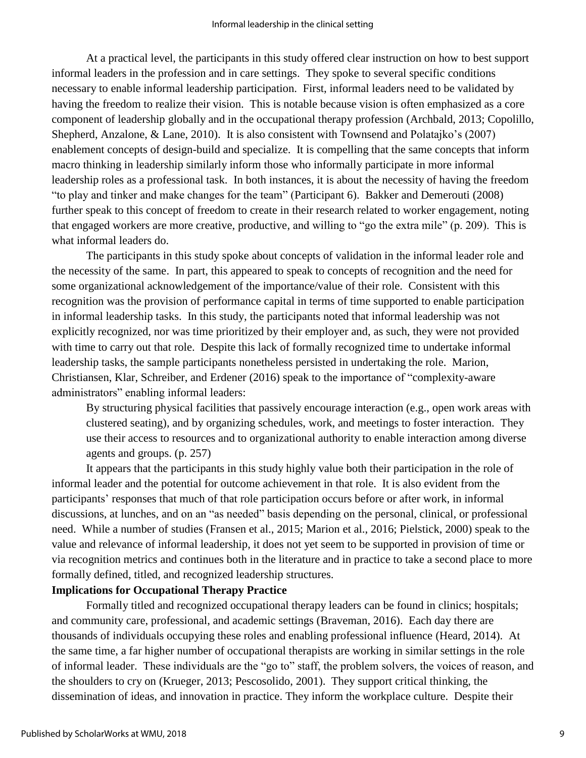At a practical level, the participants in this study offered clear instruction on how to best support informal leaders in the profession and in care settings. They spoke to several specific conditions necessary to enable informal leadership participation. First, informal leaders need to be validated by having the freedom to realize their vision. This is notable because vision is often emphasized as a core component of leadership globally and in the occupational therapy profession (Archbald, 2013; Copolillo, Shepherd, Anzalone, & Lane, 2010). It is also consistent with Townsend and Polatajko's (2007) enablement concepts of design-build and specialize. It is compelling that the same concepts that inform macro thinking in leadership similarly inform those who informally participate in more informal leadership roles as a professional task. In both instances, it is about the necessity of having the freedom "to play and tinker and make changes for the team" (Participant 6). Bakker and Demerouti (2008) further speak to this concept of freedom to create in their research related to worker engagement, noting that engaged workers are more creative, productive, and willing to "go the extra mile" (p. 209). This is what informal leaders do.

The participants in this study spoke about concepts of validation in the informal leader role and the necessity of the same. In part, this appeared to speak to concepts of recognition and the need for some organizational acknowledgement of the importance/value of their role. Consistent with this recognition was the provision of performance capital in terms of time supported to enable participation in informal leadership tasks. In this study, the participants noted that informal leadership was not explicitly recognized, nor was time prioritized by their employer and, as such, they were not provided with time to carry out that role. Despite this lack of formally recognized time to undertake informal leadership tasks, the sample participants nonetheless persisted in undertaking the role. Marion, Christiansen, Klar, Schreiber, and Erdener (2016) speak to the importance of "complexity-aware administrators" enabling informal leaders:

> By structuring physical facilities that passively encourage interaction (e.g., open work areas with clustered seating), and by organizing schedules, work, and meetings to foster interaction. They use their access to resources and to organizational authority to enable interaction among diverse agents and groups. (p. 257)

It appears that the participants in this study highly value both their participation in the role of informal leader and the potential for outcome achievement in that role. It is also evident from the participants' responses that much of that role participation occurs before or after work, in informal discussions, at lunches, and on an "as needed" basis depending on the personal, clinical, or professional need. While a number of studies (Fransen et al., 2015; Marion et al., 2016; Pielstick, 2000) speak to the value and relevance of informal leadership, it does not yet seem to be supported in provision of time or via recognition metrics and continues both in the literature and in practice to take a second place to more formally defined, titled, and recognized leadership structures.

**Implications for Occupational Therapy Practice**

Formally titled and recognized occupational therapy leaders can be found in clinics; hospitals; and community care, professional, and academic settings (Braveman, 2016). Each day there are thousands of individuals occupying these roles and enabling professional influence (Heard, 2014). At the same time, a far higher number of occupational therapists are working in similar settings in the role of informal leader. These individuals are the "go to" staff, the problem solvers, the voices of reason, and the shoulders to cry on (Krueger, 2013; Pescosolido, 2001). They support critical thinking, the dissemination of ideas, and innovation in practice. They inform the workplace culture. Despite their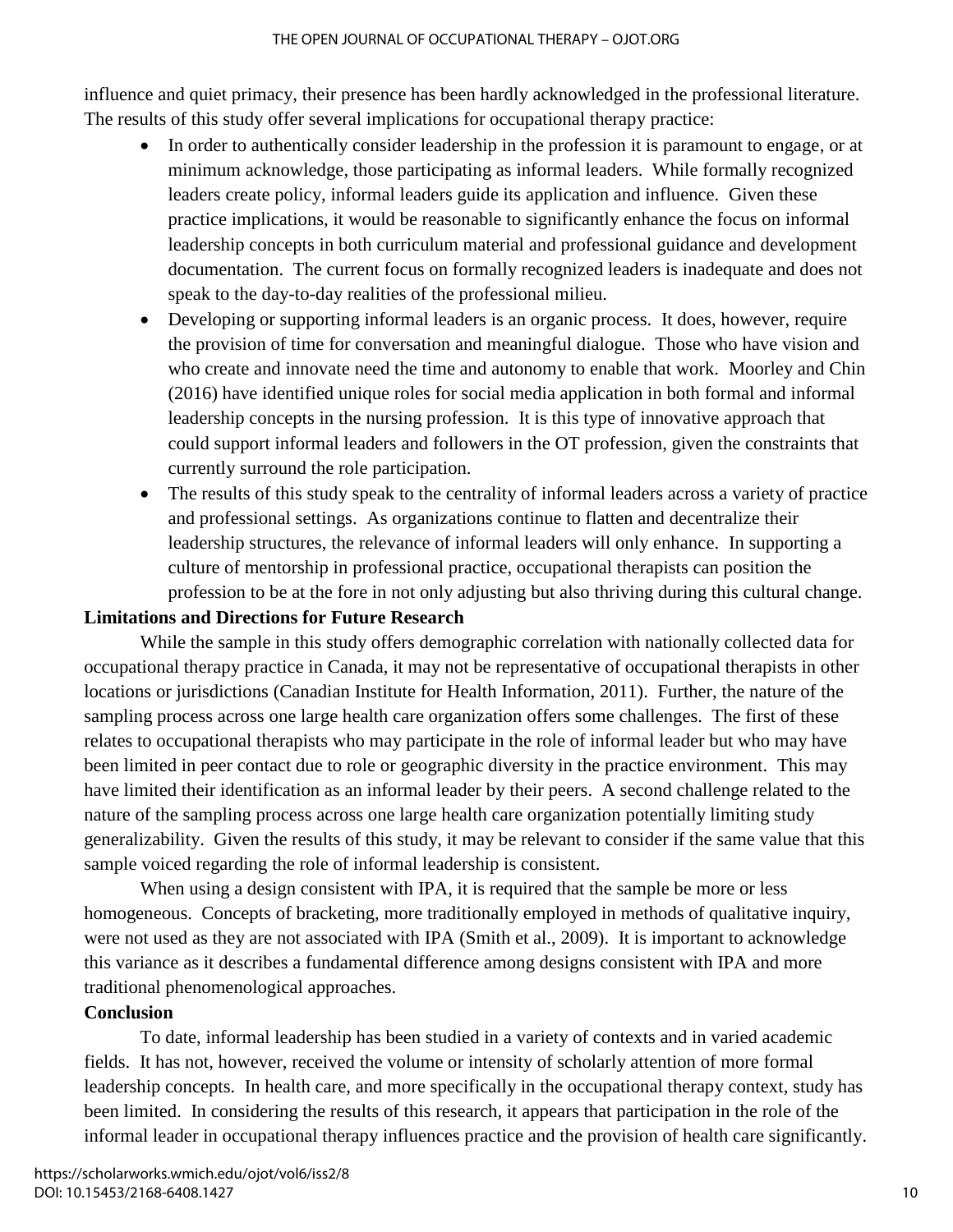influence and quiet primacy, their presence has been hardly acknowledged in the professional literature. The results of this study offer several implications for occupational therapy practice:

- In order to authentically consider leadership in the profession it is paramount to engage, or at minimum acknowledge, those participating as informal leaders. While formally recognized leaders create policy, informal leaders guide its application and influence. Given these practice implications, it would be reasonable to significantly enhance the focus on informal leadership concepts in both curriculum material and professional guidance and development documentation. The current focus on formally recognized leaders is inadequate and does not speak to the day-to-day realities of the professional milieu.
- Developing or supporting informal leaders is an organic process. It does, however, require the provision of time for conversation and meaningful dialogue. Those who have vision and who create and innovate need the time and autonomy to enable that work. Moorley and Chin (2016) have identified unique roles for social media application in both formal and informal leadership concepts in the nursing profession. It is this type of innovative approach that could support informal leaders and followers in the OT profession, given the constraints that currently surround the role participation.
- The results of this study speak to the centrality of informal leaders across a variety of practice and professional settings. As organizations continue to flatten and decentralize their leadership structures, the relevance of informal leaders will only enhance. In supporting a culture of mentorship in professional practice, occupational therapists can position the profession to be at the fore in not only adjusting but also thriving during this cultural change.

**Limitations and Directions for Future Research**

While the sample in this study offers demographic correlation with nationally collected data for occupational therapy practice in Canada, it may not be representative of occupational therapists in other locations or jurisdictions (Canadian Institute for Health Information, 2011). Further, the nature of the sampling process across one large health care organization offers some challenges. The first of these relates to occupational therapists who may participate in the role of informal leader but who may have been limited in peer contact due to role or geographic diversity in the practice environment. This may have limited their identification as an informal leader by their peers. A second challenge related to the nature of the sampling process across one large health care organization potentially limiting study generalizability. Given the results of this study, it may be relevant to consider if the same value that this sample voiced regarding the role of informal leadership is consistent.

When using a design consistent with IPA, it is required that the sample be more or less homogeneous. Concepts of bracketing, more traditionally employed in methods of qualitative inquiry, were not used as they are not associated with IPA (Smith et al., 2009). It is important to acknowledge this variance as it describes a fundamental difference among designs consistent with IPA and more traditional phenomenological approaches.

**Conclusion**

To date, informal leadership has been studied in a variety of contexts and in varied academic fields. It has not, however, received the volume or intensity of scholarly attention of more formal leadership concepts. In health care, and more specifically in the occupational therapy context, study has been limited. In considering the results of this research, it appears that participation in the role of the informal leader in occupational therapy influences practice and the provision of health care significantly.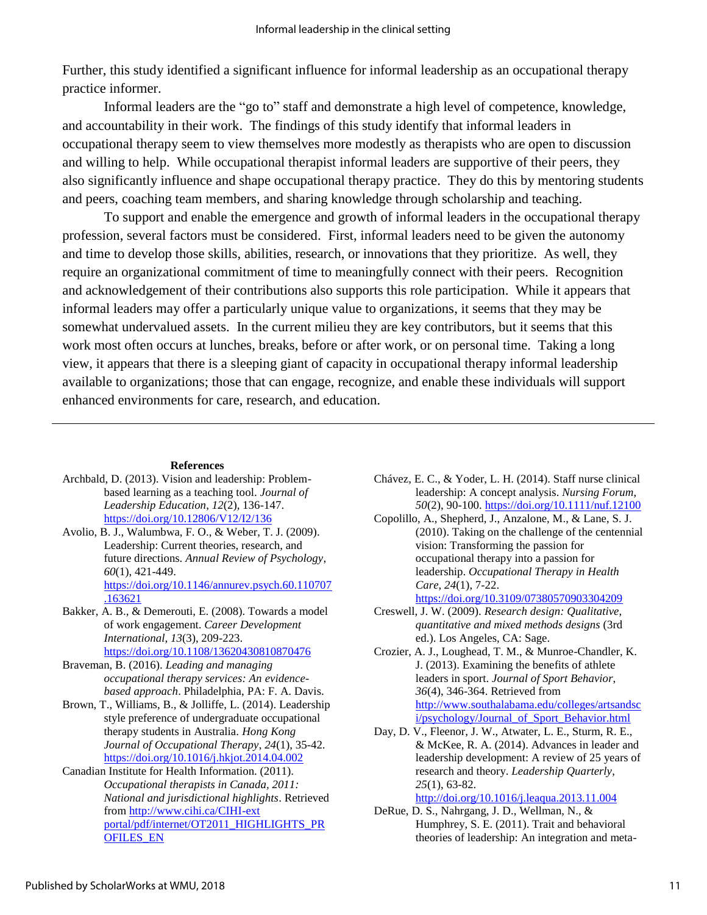Further, this study identified a significant influence for informal leadership as an occupational therapy practice informer.

Informal leaders are the "go to" staff and demonstrate a high level of competence, knowledge, and accountability in their work. The findings of this study identify that informal leaders in occupational therapy seem to view themselves more modestly as therapists who are open to discussion and willing to help. While occupational therapist informal leaders are supportive of their peers, they also significantly influence and shape occupational therapy practice. They do this by mentoring students and peers, coaching team members, and sharing knowledge through scholarship and teaching.

To support and enable the emergence and growth of informal leaders in the occupational therapy profession, several factors must be considered. First, informal leaders need to be given the autonomy and time to develop those skills, abilities, research, or innovations that they prioritize. As well, they require an organizational commitment of time to meaningfully connect with their peers. Recognition and acknowledgement of their contributions also supports this role participation. While it appears that informal leaders may offer a particularly unique value to organizations, it seems that they may be somewhat undervalued assets. In the current milieu they are key contributors, but it seems that this work most often occurs at lunches, breaks, before or after work, or on personal time. Taking a long view, it appears that there is a sleeping giant of capacity in occupational therapy informal leadership available to organizations; those that can engage, recognize, and enable these individuals will support enhanced environments for care, research, and education.

---

## References

Archbald, D. (2013). Vision and leadership: Problem-based learning as a teaching tool. *Journal of Leadership Education*, *12*(2), 136-147. https://doi.org/10.12806/V12/I2/136

Avolio, B. J., Walumbwa, F. O., & Weber, T. J. (2009). Leadership: Current theories, research, and future directions. *Annual Review of Psychology*, *60*(1), 421-449. https://doi.org/10.1146/annurev.psych.60.110707.163621

Bakker, A. B., & Demerouti, E. (2008). Towards a model of work engagement. *Career Development International*, *13*(3), 209-223. https://doi.org/10.1108/13620430810870476

Braveman, B. (2016). *Leading and managing occupational therapy services: An evidence-based approach*. Philadelphia, PA: F. A. Davis.

Brown, T., Williams, B., & Jolliffe, L. (2014). Leadership style preference of undergraduate occupational therapy students in Australia. *Hong Kong Journal of Occupational Therapy*, *24*(1), 35-42. https://doi.org/10.1016/j.hkjot.2014.04.002

Canadian Institute for Health Information. (2011). *Occupational therapists in Canada, 2011: National and jurisdictional highlights*. Retrieved from http://www.cihi.ca/CIHI-ext portal/pdf/internet/OT2011_HIGHLIGHTS_PROFILES_EN

Chávez, E. C., & Yoder, L. H. (2014). Staff nurse clinical leadership: A concept analysis. *Nursing Forum*, *50*(2), 90-100. https://doi.org/10.1111/nuf.12100

Copolillo, A., Shepherd, J., Anzalone, M., & Lane, S. J. (2010). Taking on the challenge of the centennial vision: Transforming the passion for occupational therapy into a passion for leadership. *Occupational Therapy in Health Care*, *24*(1), 7-22. https://doi.org/10.3109/07380570903304209

Creswell, J. W. (2009). *Research design: Qualitative, quantitative and mixed methods designs* (3rd ed.). Los Angeles, CA: Sage.

Crozier, A. J., Loughead, T. M., & Munroe-Chandler, K. J. (2013). Examining the benefits of athlete leaders in sport. *Journal of Sport Behavior*, *36*(4), 346-364. Retrieved from http://www.southalabama.edu/colleges/artsandsci/psychology/Journal_of_Sport_Behavior.html

Day, D. V., Fleenor, J. W., Atwater, L. E., Sturm, R. E., & McKee, R. A. (2014). Advances in leader and leadership development: A review of 25 years of research and theory. *Leadership Quarterly*, *25*(1), 63-82. http://doi.org/10.1016/j.leaqua.2013.11.004

DeRue, D. S., Nahrgang, J. D., Wellman, N., & Humphrey, S. E. (2011). Trait and behavioral theories of leadership: An integration and meta-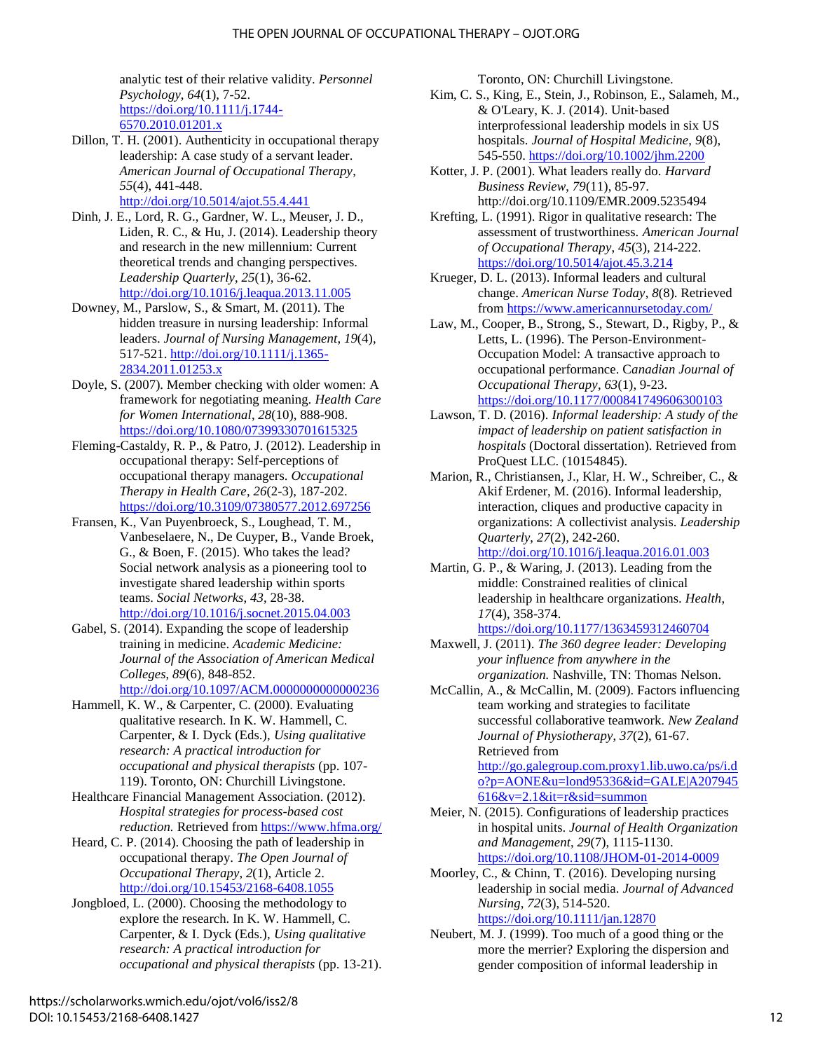analytic test of their relative validity. *Personnel Psychology*, *64*(1), 7-52. https://doi.org/10.1111/j.1744-6570.2010.01201.x

Dillon, T. H. (2001). Authenticity in occupational therapy leadership: A case study of a servant leader. *American Journal of Occupational Therapy*, *55*(4), 441-448. http://doi.org/10.5014/ajot.55.4.441

Dinh, J. E., Lord, R. G., Gardner, W. L., Meuser, J. D., Liden, R. C., & Hu, J. (2014). Leadership theory and research in the new millennium: Current theoretical trends and changing perspectives. *Leadership Quarterly*, *25*(1), 36-62. http://doi.org/10.1016/j.leaqua.2013.11.005

Downey, M., Parslow, S., & Smart, M. (2011). The hidden treasure in nursing leadership: Informal leaders. *Journal of Nursing Management*, *19*(4), 517-521. http://doi.org/10.1111/j.1365-2834.2011.01253.x

Doyle, S. (2007). Member checking with older women: A framework for negotiating meaning. *Health Care for Women International*, *28*(10), 888-908. https://doi.org/10.1080/07399330701615325

Fleming-Castaldy, R. P., & Patro, J. (2012). Leadership in occupational therapy: Self-perceptions of occupational therapy managers. *Occupational Therapy in Health Care*, *26*(2-3), 187-202. https://doi.org/10.3109/07380577.2012.697256

Fransen, K., Van Puyenbroeck, S., Loughead, T. M., Vanbeselaere, N., De Cuyper, B., Vande Broek, G., & Boen, F. (2015). Who takes the lead? Social network analysis as a pioneering tool to investigate shared leadership within sports teams. *Social Networks*, *43*, 28-38. http://doi.org/10.1016/j.socnet.2015.04.003

Gabel, S. (2014). Expanding the scope of leadership training in medicine. *Academic Medicine: Journal of the Association of American Medical Colleges*, *89*(6), 848-852. http://doi.org/10.1097/ACM.0000000000000236

Hammell, K. W., & Carpenter, C. (2000). Evaluating qualitative research. In K. W. Hammell, C. Carpenter, & I. Dyck (Eds.), *Using qualitative research: A practical introduction for occupational and physical therapists* (pp. 107-119). Toronto, ON: Churchill Livingstone.

Healthcare Financial Management Association. (2012). *Hospital strategies for process-based cost reduction.* Retrieved from https://www.hfma.org/

Heard, C. P. (2014). Choosing the path of leadership in occupational therapy. *The Open Journal of Occupational Therapy*, *2*(1), Article 2. http://doi.org/10.15453/2168-6408.1055

Jongbloed, L. (2000). Choosing the methodology to explore the research. In K. W. Hammell, C. Carpenter, & I. Dyck (Eds.), *Using qualitative research: A practical introduction for occupational and physical therapists* (pp. 13-21). Toronto, ON: Churchill Livingstone.

Kim, C. S., King, E., Stein, J., Robinson, E., Salameh, M., & O'Leary, K. J. (2014). Unit-based interprofessional leadership models in six US hospitals. *Journal of Hospital Medicine*, *9*(8), 545-550. https://doi.org/10.1002/jhm.2200

Kotter, J. P. (2001). What leaders really do. *Harvard Business Review*, *79*(11), 85-97. http://doi.org/10.1109/EMR.2009.5235494

Krefting, L. (1991). Rigor in qualitative research: The assessment of trustworthiness. *American Journal of Occupational Therapy*, *45*(3), 214-222. https://doi.org/10.5014/ajot.45.3.214

Krueger, D. L. (2013). Informal leaders and cultural change. *American Nurse Today*, *8*(8). Retrieved from https://www.americannursetoday.com/

Law, M., Cooper, B., Strong, S., Stewart, D., Rigby, P., & Letts, L. (1996). The Person-Environment-Occupation Model: A transactive approach to occupational performance. *Canadian Journal of Occupational Therapy*, *63*(1), 9-23. https://doi.org/10.1177/000841749606300103

Lawson, T. D. (2016). *Informal leadership: A study of the impact of leadership on patient satisfaction in hospitals* (Doctoral dissertation). Retrieved from ProQuest LLC. (10154845).

Marion, R., Christiansen, J., Klar, H. W., Schreiber, C., & Akif Erdener, M. (2016). Informal leadership, interaction, cliques and productive capacity in organizations: A collectivist analysis. *Leadership Quarterly*, *27*(2), 242-260. http://doi.org/10.1016/j.leaqua.2016.01.003

Martin, G. P., & Waring, J. (2013). Leading from the middle: Constrained realities of clinical leadership in healthcare organizations. *Health*, *17*(4), 358-374. https://doi.org/10.1177/1363459312460704

Maxwell, J. (2011). *The 360 degree leader: Developing your influence from anywhere in the organization.* Nashville, TN: Thomas Nelson.

McCallin, A., & McCallin, M. (2009). Factors influencing team working and strategies to facilitate successful collaborative teamwork. *New Zealand Journal of Physiotherapy*, *37*(2), 61-67. Retrieved from http://go.galegroup.com.proxy1.lib.uwo.ca/ps/i.do?p=AONE&u=lond95336&id=GALE|A207945616&v=2.1&it=r&sid=summon

Meier, N. (2015). Configurations of leadership practices in hospital units. *Journal of Health Organization and Management*, *29*(7), 1115-1130. https://doi.org/10.1108/JHOM-01-2014-0009

Moorley, C., & Chinn, T. (2016). Developing nursing leadership in social media. *Journal of Advanced Nursing*, *72*(3), 514-520. https://doi.org/10.1111/jan.12870

Neubert, M. J. (1999). Too much of a good thing or the more the merrier? Exploring the dispersion and gender composition of informal leadership in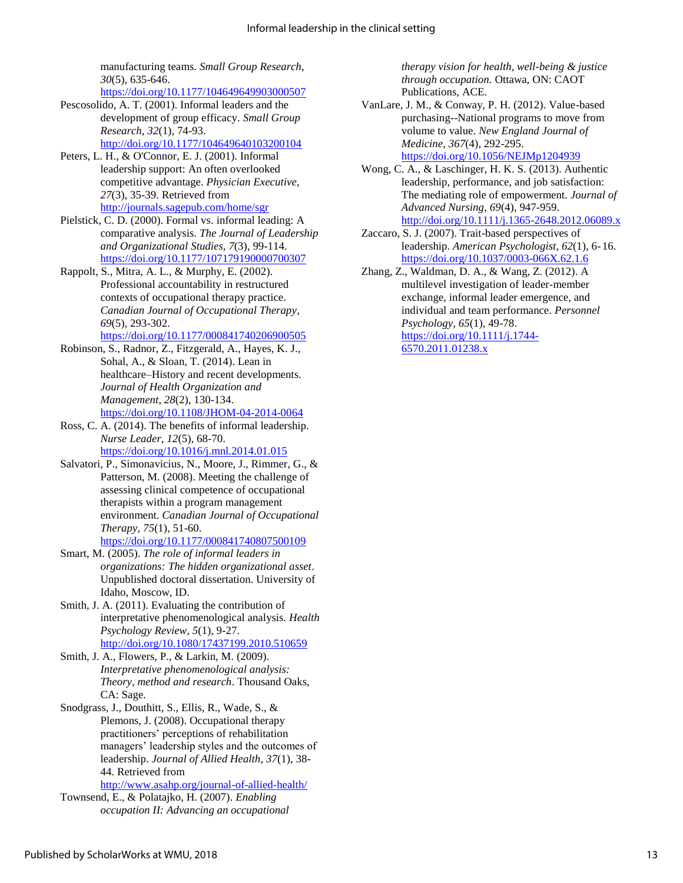manufacturing teams. *Small Group Research*, *30*(5), 635-646. https://doi.org/10.1177/104649649903000507

Pescosolido, A. T. (2001). Informal leaders and the development of group efficacy. *Small Group Research*, *32*(1), 74-93. http://doi.org/10.1177/104649640103200104

Peters, L. H., & O'Connor, E. J. (2001). Informal leadership support: An often overlooked competitive advantage. *Physician Executive*, *27*(3), 35-39. Retrieved from http://journals.sagepub.com/home/sgr

Pielstick, C. D. (2000). Formal vs. informal leading: A comparative analysis. *The Journal of Leadership and Organizational Studies*, *7*(3), 99-114. https://doi.org/10.1177/107179190000700307

Rappolt, S., Mitra, A. L., & Murphy, E. (2002). Professional accountability in restructured contexts of occupational therapy practice. *Canadian Journal of Occupational Therapy*, *69*(5), 293-302. https://doi.org/10.1177/000841740206900505

Robinson, S., Radnor, Z., Fitzgerald, A., Hayes, K. J., Sohal, A., & Sloan, T. (2014). Lean in healthcare–History and recent developments. *Journal of Health Organization and Management*, *28*(2), 130-134. https://doi.org/10.1108/JHOM-04-2014-0064

Ross, C. A. (2014). The benefits of informal leadership. *Nurse Leader*, *12*(5), 68-70. https://doi.org/10.1016/j.mnl.2014.01.015

Salvatori, P., Simonavicius, N., Moore, J., Rimmer, G., & Patterson, M. (2008). Meeting the challenge of assessing clinical competence of occupational therapists within a program management environment. *Canadian Journal of Occupational Therapy*, *75*(1), 51-60. https://doi.org/10.1177/000841740807500109

Smart, M. (2005). *The role of informal leaders in organizations: The hidden organizational asset*. Unpublished doctoral dissertation. University of Idaho, Moscow, ID.

Smith, J. A. (2011). Evaluating the contribution of interpretative phenomenological analysis. *Health Psychology Review*, *5*(1), 9-27. http://doi.org/10.1080/17437199.2010.510659

Smith, J. A., Flowers, P., & Larkin, M. (2009). *Interpretative phenomenological analysis: Theory, method and research*. Thousand Oaks, CA: Sage.

Snodgrass, J., Douthitt, S., Ellis, R., Wade, S., & Plemons, J. (2008). Occupational therapy practitioners' perceptions of rehabilitation managers' leadership styles and the outcomes of leadership. *Journal of Allied Health*, *37*(1), 38-44. Retrieved from http://www.asahp.org/journal-of-allied-health/

Townsend, E., & Polatajko, H. (2007). *Enabling occupation II: Advancing an occupational therapy vision for health, well-being & justice through occupation.* Ottawa, ON: CAOT Publications, ACE.

VanLare, J. M., & Conway, P. H. (2012). Value-based purchasing--National programs to move from volume to value. *New England Journal of Medicine*, *367*(4), 292-295. https://doi.org/10.1056/NEJMp1204939

Wong, C. A., & Laschinger, H. K. S. (2013). Authentic leadership, performance, and job satisfaction: The mediating role of empowerment. *Journal of Advanced Nursing*, *69*(4), 947-959. http://doi.org/10.1111/j.1365-2648.2012.06089.x

Zaccaro, S. J. (2007). Trait-based perspectives of leadership. *American Psychologist*, *62*(1), 6-16. https://doi.org/10.1037/0003-066X.62.1.6

Zhang, Z., Waldman, D. A., & Wang, Z. (2012). A multilevel investigation of leader-member exchange, informal leader emergence, and individual and team performance. *Personnel Psychology*, *65*(1), 49-78. https://doi.org/10.1111/j.1744-6570.2011.01238.x